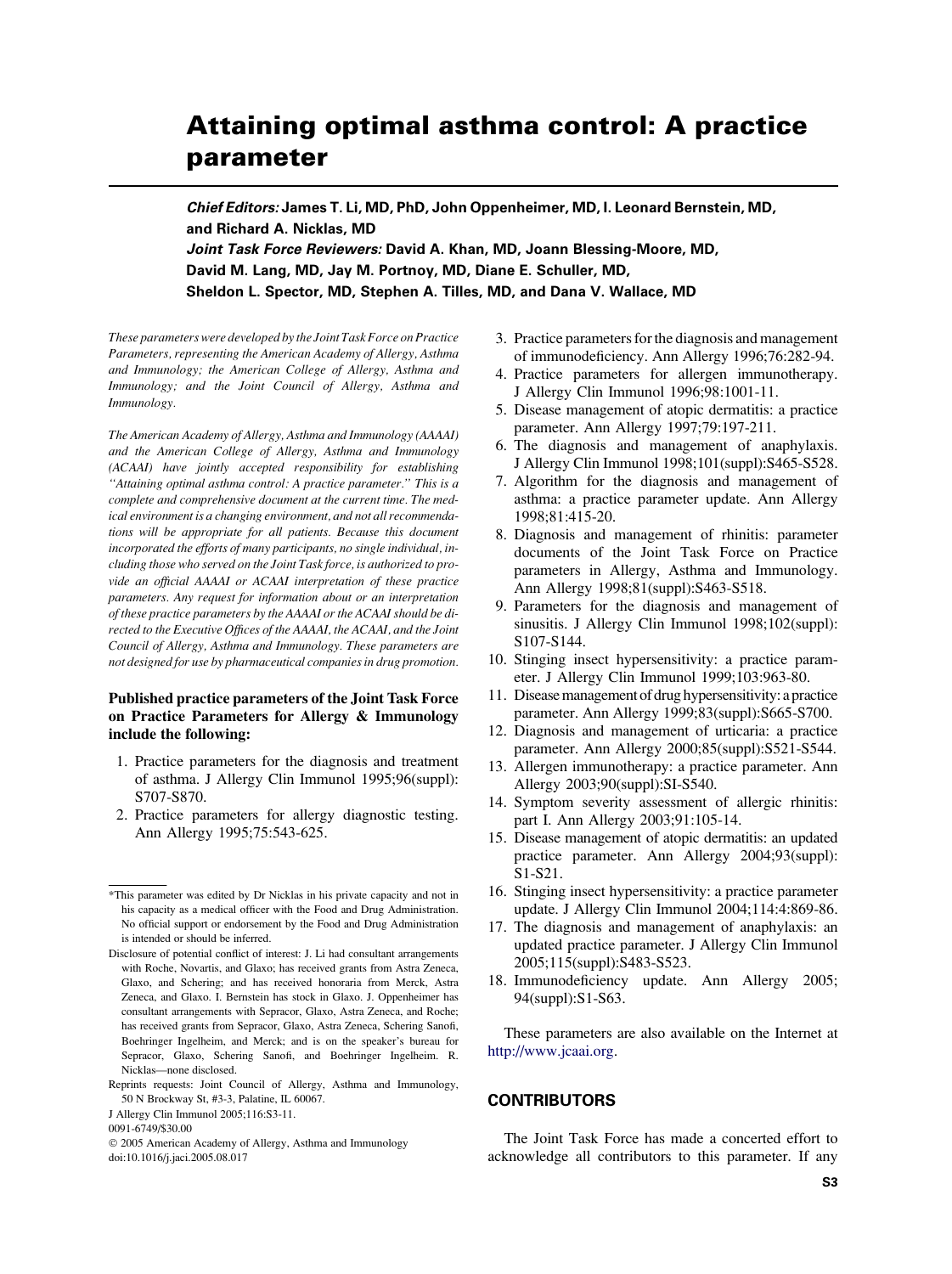# Attaining optimal asthma control: A practice parameter

***Chief Editors:*** **James T. Li, MD, PhD, John Oppenheimer, MD, I. Leonard Bernstein, MD, and Richard A. Nicklas, MD**

***Joint Task Force Reviewers:*** **David A. Khan, MD, Joann Blessing-Moore, MD, David M. Lang, MD, Jay M. Portnoy, MD, Diane E. Schuller, MD, Sheldon L. Spector, MD, Stephen A. Tilles, MD, and Dana V. Wallace, MD**

*These parameters were developed by the Joint Task Force on Practice Parameters, representing the American Academy of Allergy, Asthma and Immunology; the American College of Allergy, Asthma and Immunology; and the Joint Council of Allergy, Asthma and Immunology.*

*The American Academy of Allergy, Asthma and Immunology (AAAAI) and the American College of Allergy, Asthma and Immunology (ACAAI) have jointly accepted responsibility for establishing "Attaining optimal asthma control: A practice parameter." This is a complete and comprehensive document at the current time. The medical environment is a changing environment, and not all recommendations will be appropriate for all patients. Because this document incorporated the efforts of many participants, no single individual, including those who served on the Joint Task force, is authorized to provide an official AAAAI or ACAAI interpretation of these practice parameters. Any request for information about or an interpretation of these practice parameters by the AAAAI or the ACAAI should be directed to the Executive Offices of the AAAAI, the ACAAI, and the Joint Council of Allergy, Asthma and Immunology. These parameters are not designed for use by pharmaceutical companies in drug promotion.*

**Published practice parameters of the Joint Task Force on Practice Parameters for Allergy & Immunology include the following:**

1. Practice parameters for the diagnosis and treatment of asthma. J Allergy Clin Immunol 1995;96(suppl):S707-S870.
2. Practice parameters for allergy diagnostic testing. Ann Allergy 1995;75:543-625.
3. Practice parameters for the diagnosis and management of immunodeficiency. Ann Allergy 1996;76:282-94.
4. Practice parameters for allergen immunotherapy. J Allergy Clin Immunol 1996;98:1001-11.
5. Disease management of atopic dermatitis: a practice parameter. Ann Allergy 1997;79:197-211.
6. The diagnosis and management of anaphylaxis. J Allergy Clin Immunol 1998;101(suppl):S465-S528.
7. Algorithm for the diagnosis and management of asthma: a practice parameter update. Ann Allergy 1998;81:415-20.
8. Diagnosis and management of rhinitis: parameter documents of the Joint Task Force on Practice parameters in Allergy, Asthma and Immunology. Ann Allergy 1998;81(suppl):S463-S518.
9. Parameters for the diagnosis and management of sinusitis. J Allergy Clin Immunol 1998;102(suppl):S107-S144.
10. Stinging insect hypersensitivity: a practice parameter. J Allergy Clin Immunol 1999;103:963-80.
11. Disease management of drug hypersensitivity: a practice parameter. Ann Allergy 1999;83(suppl):S665-S700.
12. Diagnosis and management of urticaria: a practice parameter. Ann Allergy 2000;85(suppl):S521-S544.
13. Allergen immunotherapy: a practice parameter. Ann Allergy 2003;90(suppl):SI-S540.
14. Symptom severity assessment of allergic rhinitis: part I. Ann Allergy 2003;91:105-14.
15. Disease management of atopic dermatitis: an updated practice parameter. Ann Allergy 2004;93(suppl):S1-S21.
16. Stinging insect hypersensitivity: a practice parameter update. J Allergy Clin Immunol 2004;114:4:869-86.
17. The diagnosis and management of anaphylaxis: an updated practice parameter. J Allergy Clin Immunol 2005;115(suppl):S483-S523.
18. Immunodeficiency update. Ann Allergy 2005;94(suppl):S1-S63.

These parameters are also available on the Internet at http://www.jcaai.org.

## CONTRIBUTORS

The Joint Task Force has made a concerted effort to acknowledge all contributors to this parameter. If any

---

*This parameter was edited by Dr Nicklas in his private capacity and not in his capacity as a medical officer with the Food and Drug Administration. No official support or endorsement by the Food and Drug Administration is intended or should be inferred.

Disclosure of potential conflict of interest: J. Li had consultant arrangements with Roche, Novartis, and Glaxo; has received grants from Astra Zeneca, Glaxo, and Schering; and has received honoraria from Merck, Astra Zeneca, and Glaxo. I. Bernstein has stock in Glaxo. J. Oppenheimer has consultant arrangements with Sepracor, Glaxo, Astra Zeneca, and Roche; has received grants from Sepracor, Glaxo, Astra Zeneca, Schering Sanofi, Boehringer Ingelheim, and Merck; and is on the speaker's bureau for Sepracor, Glaxo, Schering Sanofi, and Boehringer Ingelheim. R. Nicklas—none disclosed.

Reprints requests: Joint Council of Allergy, Asthma and Immunology, 50 N Brockway St, #3-3, Palatine, IL 60067.

J Allergy Clin Immunol 2005;116:S3-11.

0091-6749/$30.00

© 2005 American Academy of Allergy, Asthma and Immunology

doi:10.1016/j.jaci.2005.08.017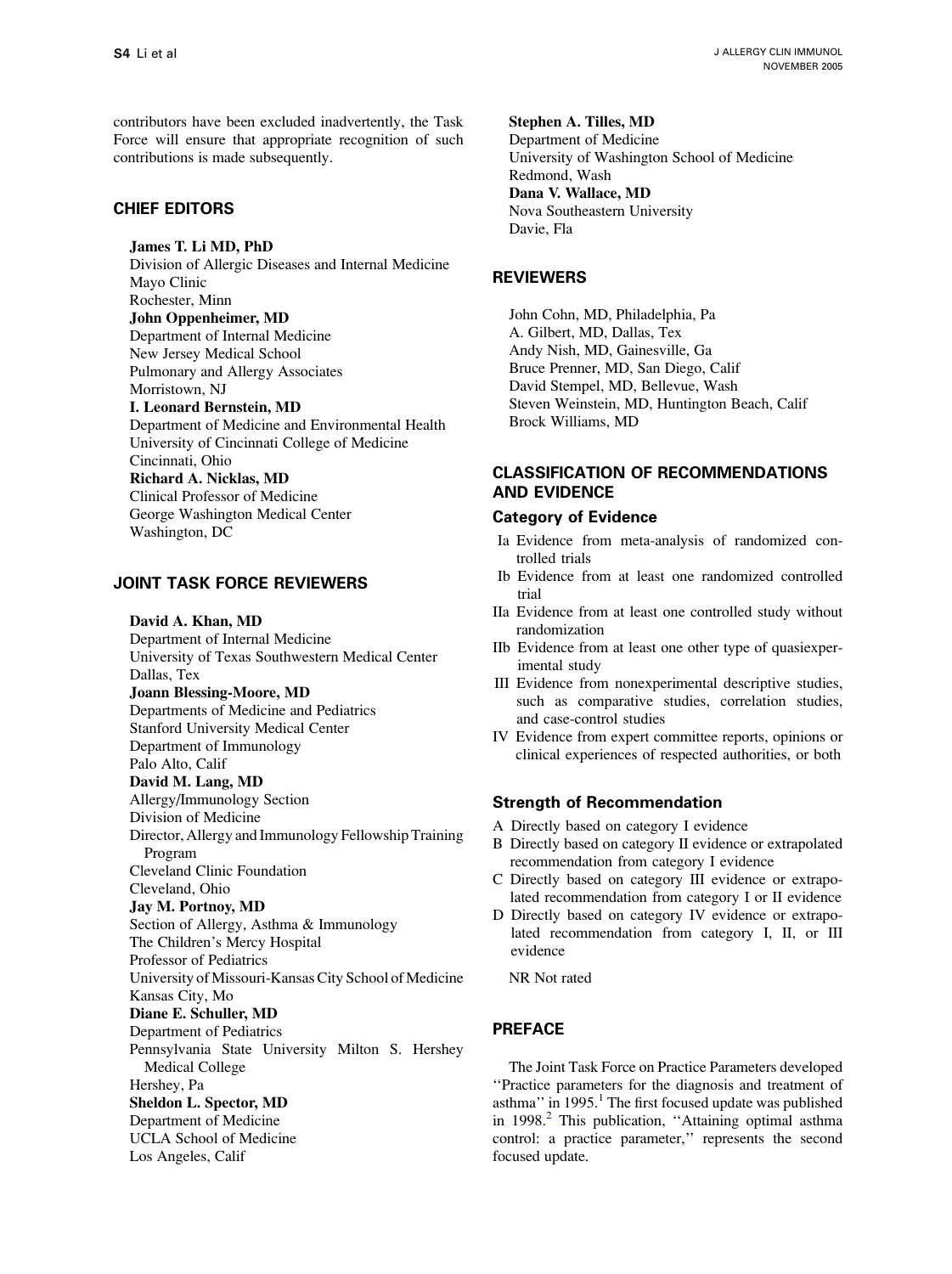contributors have been excluded inadvertently, the Task Force will ensure that appropriate recognition of such contributions is made subsequently.

## CHIEF EDITORS

**James T. Li MD, PhD**
Division of Allergic Diseases and Internal Medicine
Mayo Clinic
Rochester, Minn

**John Oppenheimer, MD**
Department of Internal Medicine
New Jersey Medical School
Pulmonary and Allergy Associates
Morristown, NJ

**I. Leonard Bernstein, MD**
Department of Medicine and Environmental Health
University of Cincinnati College of Medicine
Cincinnati, Ohio

**Richard A. Nicklas, MD**
Clinical Professor of Medicine
George Washington Medical Center
Washington, DC

## JOINT TASK FORCE REVIEWERS

**David A. Khan, MD**
Department of Internal Medicine
University of Texas Southwestern Medical Center
Dallas, Tex

**Joann Blessing-Moore, MD**
Departments of Medicine and Pediatrics
Stanford University Medical Center
Department of Immunology
Palo Alto, Calif

**David M. Lang, MD**
Allergy/Immunology Section
Division of Medicine
Director, Allergy and Immunology Fellowship Training Program
Cleveland Clinic Foundation
Cleveland, Ohio

**Jay M. Portnoy, MD**
Section of Allergy, Asthma & Immunology
The Children's Mercy Hospital
Professor of Pediatrics
University of Missouri-Kansas City School of Medicine
Kansas City, Mo

**Diane E. Schuller, MD**
Department of Pediatrics
Pennsylvania State University Milton S. Hershey Medical College
Hershey, Pa

**Sheldon L. Spector, MD**
Department of Medicine
UCLA School of Medicine
Los Angeles, Calif

**Stephen A. Tilles, MD**
Department of Medicine
University of Washington School of Medicine
Redmond, Wash

**Dana V. Wallace, MD**
Nova Southeastern University
Davie, Fla

## REVIEWERS

John Cohn, MD, Philadelphia, Pa
A. Gilbert, MD, Dallas, Tex
Andy Nish, MD, Gainesville, Ga
Bruce Prenner, MD, San Diego, Calif
David Stempel, MD, Bellevue, Wash
Steven Weinstein, MD, Huntington Beach, Calif
Brock Williams, MD

## CLASSIFICATION OF RECOMMENDATIONS AND EVIDENCE

### Category of Evidence

- Ia Evidence from meta-analysis of randomized controlled trials
- Ib Evidence from at least one randomized controlled trial
- IIa Evidence from at least one controlled study without randomization
- IIb Evidence from at least one other type of quasiexperimental study
- III Evidence from nonexperimental descriptive studies, such as comparative studies, correlation studies, and case-control studies
- IV Evidence from expert committee reports, opinions or clinical experiences of respected authorities, or both

### Strength of Recommendation

- A Directly based on category I evidence
- B Directly based on category II evidence or extrapolated recommendation from category I evidence
- C Directly based on category III evidence or extrapolated recommendation from category I or II evidence
- D Directly based on category IV evidence or extrapolated recommendation from category I, II, or III evidence

NR Not rated

## PREFACE

The Joint Task Force on Practice Parameters developed ''Practice parameters for the diagnosis and treatment of asthma'' in 1995.[1] The first focused update was published in 1998.[2] This publication, ''Attaining optimal asthma control: a practice parameter,'' represents the second focused update.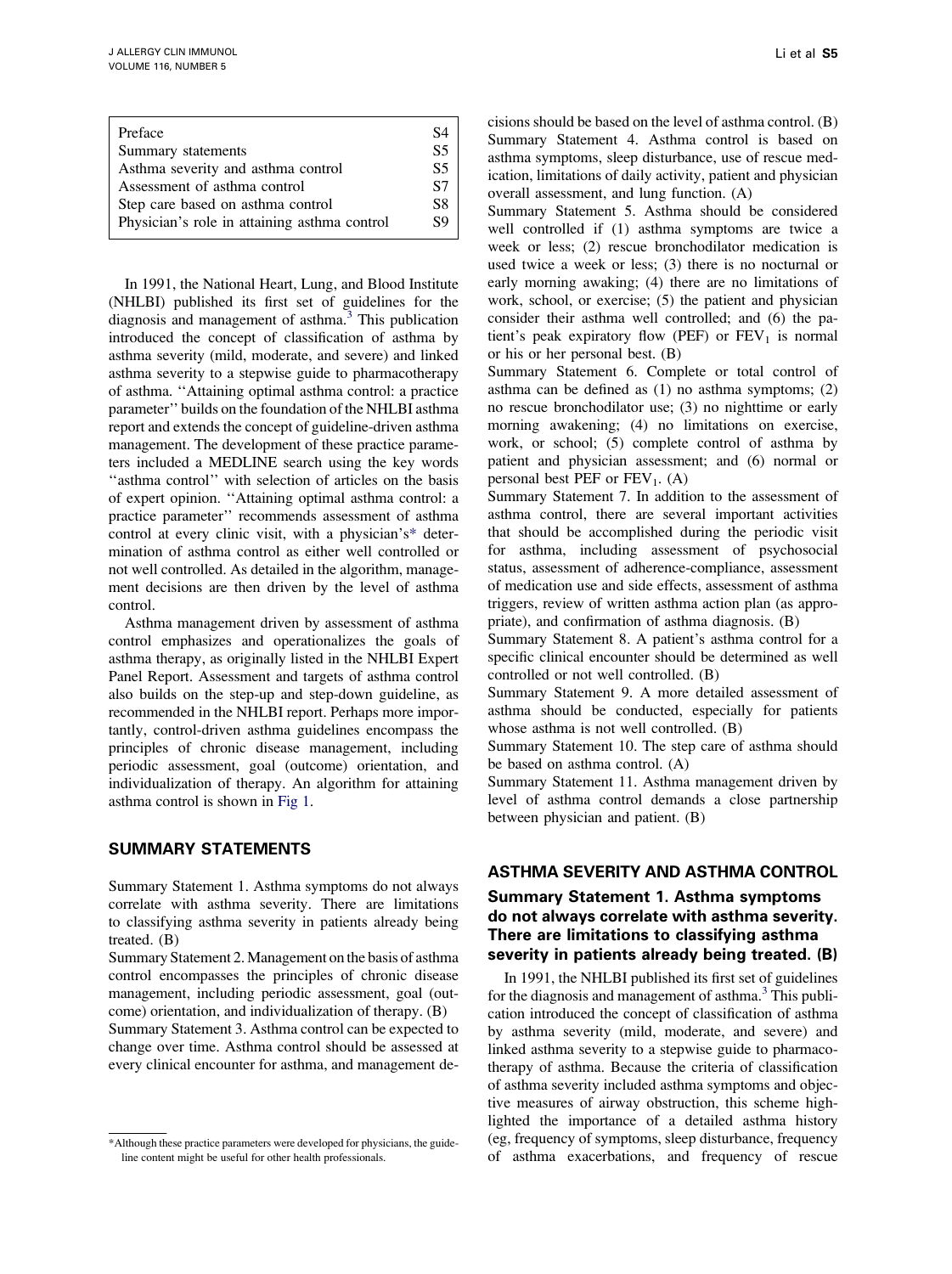| Preface | S4 |
|---|---|
| Summary statements | S5 |
| Asthma severity and asthma control | S5 |
| Assessment of asthma control | S7 |
| Step care based on asthma control | S8 |
| Physician's role in attaining asthma control | S9 |

In 1991, the National Heart, Lung, and Blood Institute (NHLBI) published its first set of guidelines for the diagnosis and management of asthma.[3] This publication introduced the concept of classification of asthma by asthma severity (mild, moderate, and severe) and linked asthma severity to a stepwise guide to pharmacotherapy of asthma. ''Attaining optimal asthma control: a practice parameter'' builds on the foundation of the NHLBI asthma report and extends the concept of guideline-driven asthma management. The development of these practice parameters included a MEDLINE search using the key words ''asthma control'' with selection of articles on the basis of expert opinion. ''Attaining optimal asthma control: a practice parameter'' recommends assessment of asthma control at every clinic visit, with a physician's* determination of asthma control as either well controlled or not well controlled. As detailed in the algorithm, management decisions are then driven by the level of asthma control.

Asthma management driven by assessment of asthma control emphasizes and operationalizes the goals of asthma therapy, as originally listed in the NHLBI Expert Panel Report. Assessment and targets of asthma control also builds on the step-up and step-down guideline, as recommended in the NHLBI report. Perhaps more importantly, control-driven asthma guidelines encompass the principles of chronic disease management, including periodic assessment, goal (outcome) orientation, and individualization of therapy. An algorithm for attaining asthma control is shown in Fig 1.

## SUMMARY STATEMENTS

Summary Statement 1. Asthma symptoms do not always correlate with asthma severity. There are limitations to classifying asthma severity in patients already being treated. (B)

Summary Statement 2. Management on the basis of asthma control encompasses the principles of chronic disease management, including periodic assessment, goal (outcome) orientation, and individualization of therapy. (B)

Summary Statement 3. Asthma control can be expected to change over time. Asthma control should be assessed at every clinical encounter for asthma, and management decisions should be based on the level of asthma control. (B)

Summary Statement 4. Asthma control is based on asthma symptoms, sleep disturbance, use of rescue medication, limitations of daily activity, patient and physician overall assessment, and lung function. (A)

Summary Statement 5. Asthma should be considered well controlled if (1) asthma symptoms are twice a week or less; (2) rescue bronchodilator medication is used twice a week or less; (3) there is no nocturnal or early morning awaking; (4) there are no limitations of work, school, or exercise; (5) the patient and physician consider their asthma well controlled; and (6) the patient's peak expiratory flow (PEF) or $FEV_1$ is normal or his or her personal best. (B)

Summary Statement 6. Complete or total control of asthma can be defined as (1) no asthma symptoms; (2) no rescue bronchodilator use; (3) no nighttime or early morning awakening; (4) no limitations on exercise, work, or school; (5) complete control of asthma by patient and physician assessment; and (6) normal or personal best PEF or $FEV_1$. (A)

Summary Statement 7. In addition to the assessment of asthma control, there are several important activities that should be accomplished during the periodic visit for asthma, including assessment of psychosocial status, assessment of adherence-compliance, assessment of medication use and side effects, assessment of asthma triggers, review of written asthma action plan (as appropriate), and confirmation of asthma diagnosis. (B)

Summary Statement 8. A patient's asthma control for a specific clinical encounter should be determined as well controlled or not well controlled. (B)

Summary Statement 9. A more detailed assessment of asthma should be conducted, especially for patients whose asthma is not well controlled. (B)

Summary Statement 10. The step care of asthma should be based on asthma control. (A)

Summary Statement 11. Asthma management driven by level of asthma control demands a close partnership between physician and patient. (B)

## ASTHMA SEVERITY AND ASTHMA CONTROL

### Summary Statement 1. Asthma symptoms do not always correlate with asthma severity. There are limitations to classifying asthma severity in patients already being treated. (B)

In 1991, the NHLBI published its first set of guidelines for the diagnosis and management of asthma.[3] This publication introduced the concept of classification of asthma by asthma severity (mild, moderate, and severe) and linked asthma severity to a stepwise guide to pharmacotherapy of asthma. Because the criteria of classification of asthma severity included asthma symptoms and objective measures of airway obstruction, this scheme highlighted the importance of a detailed asthma history (eg, frequency of symptoms, sleep disturbance, frequency of asthma exacerbations, and frequency of rescue

*Although these practice parameters were developed for physicians, the guideline content might be useful for other health professionals.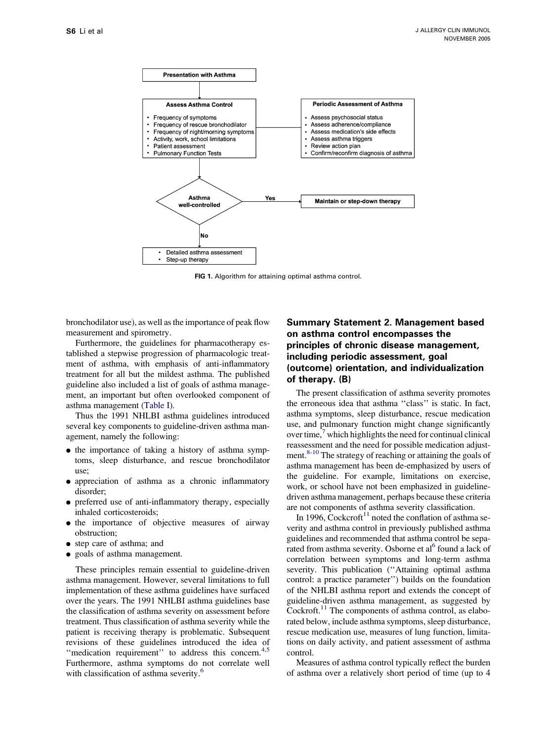**Presentation with Asthma**

↓

**Assess Asthma Control**

- Frequency of symptoms
- Frequency of rescue bronchodilator
- Frequency of night/morning symptoms
- Activity, work, school limitations
- Patient assessment
- Pulmonary Function Tests

**Periodic Assessment of Asthma**

- Assess psychosocial status
- Assess adherence/compliance
- Assess medication's side effects
- Assess asthma triggers
- Review action plan
- Confirm/reconfirm diagnosis of asthma

↓

**Asthma well-controlled**

Yes → **Maintain or step-down therapy**

No ↓

- Detailed asthma assessment
- Step-up therapy

**FIG 1.** Algorithm for attaining optimal asthma control.

bronchodilator use), as well as the importance of peak flow measurement and spirometry.

Furthermore, the guidelines for pharmacotherapy established a stepwise progression of pharmacologic treatment of asthma, with emphasis of anti-inflammatory treatment for all but the mildest asthma. The published guideline also included a list of goals of asthma management, an important but often overlooked component of asthma management (Table I).

Thus the 1991 NHLBI asthma guidelines introduced several key components to guideline-driven asthma management, namely the following:

- the importance of taking a history of asthma symptoms, sleep disturbance, and rescue bronchodilator use;
- appreciation of asthma as a chronic inflammatory disorder;
- preferred use of anti-inflammatory therapy, especially inhaled corticosteroids;
- the importance of objective measures of airway obstruction;
- step care of asthma; and
- goals of asthma management.

These principles remain essential to guideline-driven asthma management. However, several limitations to full implementation of these asthma guidelines have surfaced over the years. The 1991 NHLBI asthma guidelines base the classification of asthma severity on assessment before treatment. Thus classification of asthma severity while the patient is receiving therapy is problematic. Subsequent revisions of these guidelines introduced the idea of ''medication requirement'' to address this concern.[4,5] Furthermore, asthma symptoms do not correlate well with classification of asthma severity.[6]

## Summary Statement 2. Management based on asthma control encompasses the principles of chronic disease management, including periodic assessment, goal (outcome) orientation, and individualization of therapy. (B)

The present classification of asthma severity promotes the erroneous idea that asthma ''class'' is static. In fact, asthma symptoms, sleep disturbance, rescue medication use, and pulmonary function might change significantly over time,[7] which highlights the need for continual clinical reassessment and the need for possible medication adjustment.[8-10] The strategy of reaching or attaining the goals of asthma management has been de-emphasized by users of the guideline. For example, limitations on exercise, work, or school have not been emphasized in guideline-driven asthma management, perhaps because these criteria are not components of asthma severity classification.

In 1996, Cockcroft[11] noted the conflation of asthma severity and asthma control in previously published asthma guidelines and recommended that asthma control be separated from asthma severity. Osborne et al[6] found a lack of correlation between symptoms and long-term asthma severity. This publication (''Attaining optimal asthma control: a practice parameter'') builds on the foundation of the NHLBI asthma report and extends the concept of guideline-driven asthma management, as suggested by Cockroft.[11] The components of asthma control, as elaborated below, include asthma symptoms, sleep disturbance, rescue medication use, measures of lung function, limitations on daily activity, and patient assessment of asthma control.

Measures of asthma control typically reflect the burden of asthma over a relatively short period of time (up to 4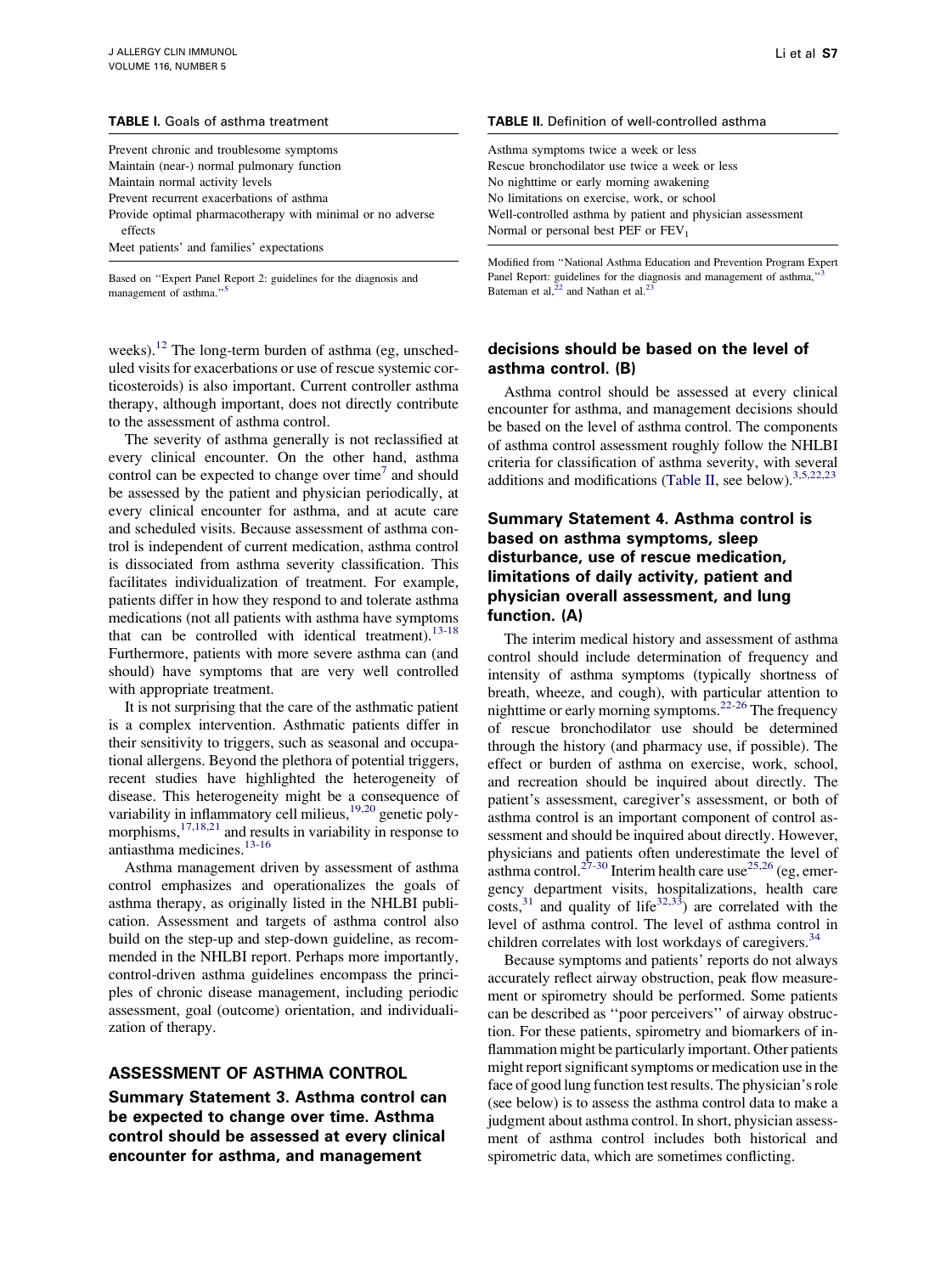**TABLE I.** Goals of asthma treatment

| |
|---|
| Prevent chronic and troublesome symptoms |
| Maintain (near-) normal pulmonary function |
| Maintain normal activity levels |
| Prevent recurrent exacerbations of asthma |
| Provide optimal pharmacotherapy with minimal or no adverse effects |
| Meet patients' and families' expectations |

Based on ''Expert Panel Report 2: guidelines for the diagnosis and management of asthma.''[5]

**TABLE II.** Definition of well-controlled asthma

| |
|---|
| Asthma symptoms twice a week or less |
| Rescue bronchodilator use twice a week or less |
| No nighttime or early morning awakening |
| No limitations on exercise, work, or school |
| Well-controlled asthma by patient and physician assessment |
| Normal or personal best PEF or $FEV_1$ |

Modified from ''National Asthma Education and Prevention Program Expert Panel Report: guidelines for the diagnosis and management of asthma,''[3] Bateman et al,[22] and Nathan et al.[23]

weeks).[12] The long-term burden of asthma (eg, unscheduled visits for exacerbations or use of rescue systemic corticosteroids) is also important. Current controller asthma therapy, although important, does not directly contribute to the assessment of asthma control.

The severity of asthma generally is not reclassified at every clinical encounter. On the other hand, asthma control can be expected to change over time[7] and should be assessed by the patient and physician periodically, at every clinical encounter for asthma, and at acute care and scheduled visits. Because assessment of asthma control is independent of current medication, asthma control is dissociated from asthma severity classification. This facilitates individualization of treatment. For example, patients differ in how they respond to and tolerate asthma medications (not all patients with asthma have symptoms that can be controlled with identical treatment).[13-18] Furthermore, patients with more severe asthma can (and should) have symptoms that are very well controlled with appropriate treatment.

It is not surprising that the care of the asthmatic patient is a complex intervention. Asthmatic patients differ in their sensitivity to triggers, such as seasonal and occupational allergens. Beyond the plethora of potential triggers, recent studies have highlighted the heterogeneity of disease. This heterogeneity might be a consequence of variability in inflammatory cell milieus,[19,20] genetic polymorphisms,[17,18,21] and results in variability in response to antiasthma medicines.[13-16]

Asthma management driven by assessment of asthma control emphasizes and operationalizes the goals of asthma therapy, as originally listed in the NHLBI publication. Assessment and targets of asthma control also build on the step-up and step-down guideline, as recommended in the NHLBI report. Perhaps more importantly, control-driven asthma guidelines encompass the principles of chronic disease management, including periodic assessment, goal (outcome) orientation, and individualization of therapy.

## ASSESSMENT OF ASTHMA CONTROL

### Summary Statement 3. Asthma control can be expected to change over time. Asthma control should be assessed at every clinical encounter for asthma, and management decisions should be based on the level of asthma control. (B)

Asthma control should be assessed at every clinical encounter for asthma, and management decisions should be based on the level of asthma control. The components of asthma control assessment roughly follow the NHLBI criteria for classification of asthma severity, with several additions and modifications (Table II, see below).[3,5,22,23]

### Summary Statement 4. Asthma control is based on asthma symptoms, sleep disturbance, use of rescue medication, limitations of daily activity, patient and physician overall assessment, and lung function. (A)

The interim medical history and assessment of asthma control should include determination of frequency and intensity of asthma symptoms (typically shortness of breath, wheeze, and cough), with particular attention to nighttime or early morning symptoms.[22-26] The frequency of rescue bronchodilator use should be determined through the history (and pharmacy use, if possible). The effect or burden of asthma on exercise, work, school, and recreation should be inquired about directly. The patient's assessment, caregiver's assessment, or both of asthma control is an important component of control assessment and should be inquired about directly. However, physicians and patients often underestimate the level of asthma control.[27-30] Interim health care use[25,26] (eg, emergency department visits, hospitalizations, health care costs,[31] and quality of life[32,33]) are correlated with the level of asthma control. The level of asthma control in children correlates with lost workdays of caregivers.[34]

Because symptoms and patients' reports do not always accurately reflect airway obstruction, peak flow measurement or spirometry should be performed. Some patients can be described as ''poor perceivers'' of airway obstruction. For these patients, spirometry and biomarkers of inflammation might be particularly important. Other patients might report significant symptoms or medication use in the face of good lung function test results. The physician's role (see below) is to assess the asthma control data to make a judgment about asthma control. In short, physician assessment of asthma control includes both historical and spirometric data, which are sometimes conflicting.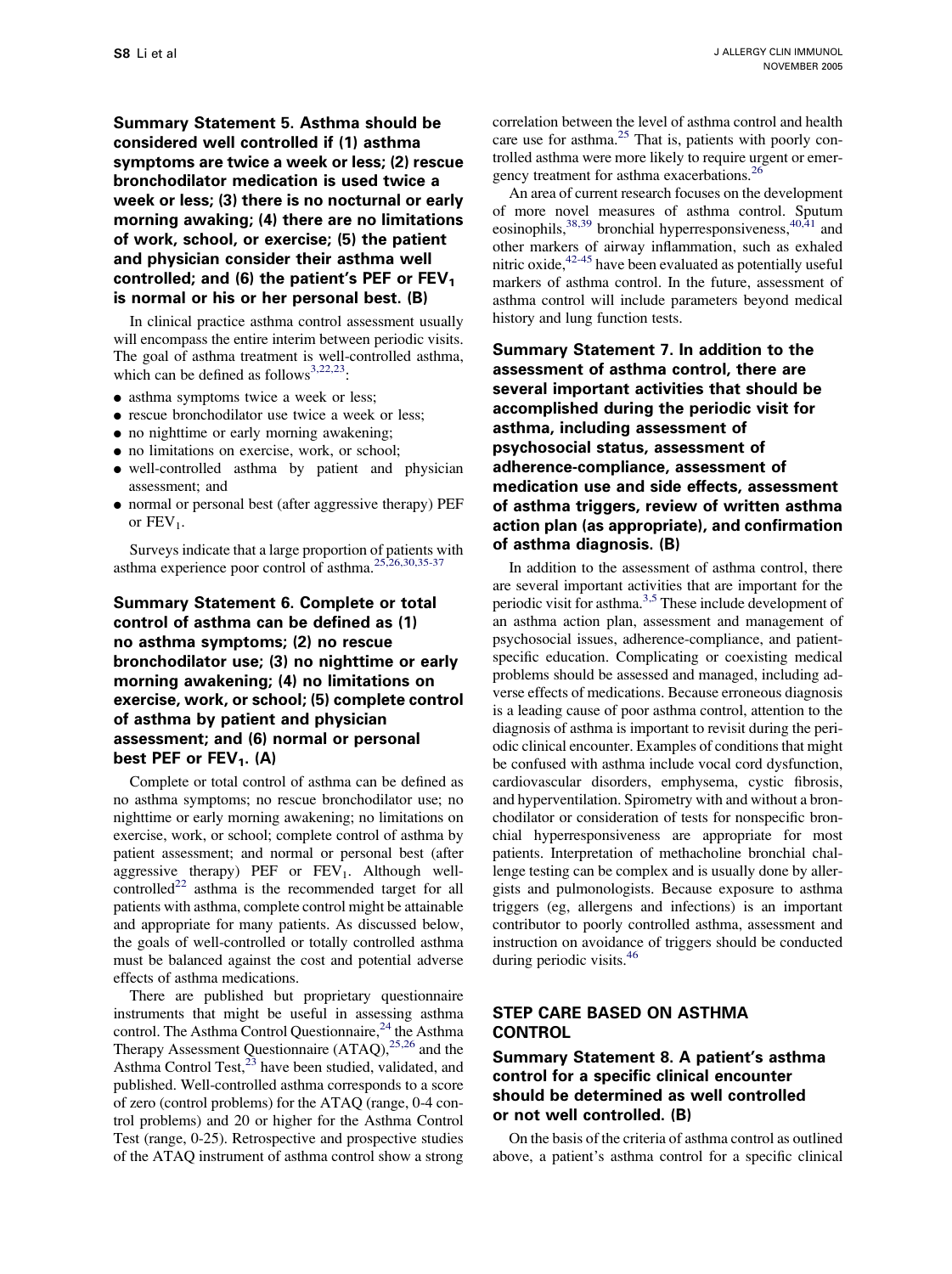### Summary Statement 5. Asthma should be considered well controlled if (1) asthma symptoms are twice a week or less; (2) rescue bronchodilator medication is used twice a week or less; (3) there is no nocturnal or early morning awaking; (4) there are no limitations of work, school, or exercise; (5) the patient and physician consider their asthma well controlled; and (6) the patient's PEF or $FEV_1$ is normal or his or her personal best. (B)

In clinical practice asthma control assessment usually will encompass the entire interim between periodic visits. The goal of asthma treatment is well-controlled asthma, which can be defined as follows[3,22,23]:

- asthma symptoms twice a week or less;
- rescue bronchodilator use twice a week or less;
- no nighttime or early morning awakening;
- no limitations on exercise, work, or school;
- well-controlled asthma by patient and physician assessment; and
- normal or personal best (after aggressive therapy) PEF or $FEV_1$.

Surveys indicate that a large proportion of patients with asthma experience poor control of asthma.[25,26,30,35-37]

### Summary Statement 6. Complete or total control of asthma can be defined as (1) no asthma symptoms; (2) no rescue bronchodilator use; (3) no nighttime or early morning awakening; (4) no limitations on exercise, work, or school; (5) complete control of asthma by patient and physician assessment; and (6) normal or personal best PEF or $FEV_1$. (A)

Complete or total control of asthma can be defined as no asthma symptoms; no rescue bronchodilator use; no nighttime or early morning awakening; no limitations on exercise, work, or school; complete control of asthma by patient assessment; and normal or personal best (after aggressive therapy) PEF or $FEV_1$. Although well-controlled[22] asthma is the recommended target for all patients with asthma, complete control might be attainable and appropriate for many patients. As discussed below, the goals of well-controlled or totally controlled asthma must be balanced against the cost and potential adverse effects of asthma medications.

There are published but proprietary questionnaire instruments that might be useful in assessing asthma control. The Asthma Control Questionnaire,[24] the Asthma Therapy Assessment Questionnaire (ATAQ),[25,26] and the Asthma Control Test,[23] have been studied, validated, and published. Well-controlled asthma corresponds to a score of zero (control problems) for the ATAQ (range, 0-4 control problems) and 20 or higher for the Asthma Control Test (range, 0-25). Retrospective and prospective studies of the ATAQ instrument of asthma control show a strong correlation between the level of asthma control and health care use for asthma.[25] That is, patients with poorly controlled asthma were more likely to require urgent or emergency treatment for asthma exacerbations.[26]

An area of current research focuses on the development of more novel measures of asthma control. Sputum eosinophils,[38,39] bronchial hyperresponsiveness,[40,41] and other markers of airway inflammation, such as exhaled nitric oxide,[42-45] have been evaluated as potentially useful markers of asthma control. In the future, assessment of asthma control will include parameters beyond medical history and lung function tests.

### Summary Statement 7. In addition to the assessment of asthma control, there are several important activities that should be accomplished during the periodic visit for asthma, including assessment of psychosocial status, assessment of adherence-compliance, assessment of medication use and side effects, assessment of asthma triggers, review of written asthma action plan (as appropriate), and confirmation of asthma diagnosis. (B)

In addition to the assessment of asthma control, there are several important activities that are important for the periodic visit for asthma.[3,5] These include development of an asthma action plan, assessment and management of psychosocial issues, adherence-compliance, and patient-specific education. Complicating or coexisting medical problems should be assessed and managed, including adverse effects of medications. Because erroneous diagnosis is a leading cause of poor asthma control, attention to the diagnosis of asthma is important to revisit during the periodic clinical encounter. Examples of conditions that might be confused with asthma include vocal cord dysfunction, cardiovascular disorders, emphysema, cystic fibrosis, and hyperventilation. Spirometry with and without a bronchodilator or consideration of tests for nonspecific bronchial hyperresponsiveness are appropriate for most patients. Interpretation of methacholine bronchial challenge testing can be complex and is usually done by allergists and pulmonologists. Because exposure to asthma triggers (eg, allergens and infections) is an important contributor to poorly controlled asthma, assessment and instruction on avoidance of triggers should be conducted during periodic visits.[46]

## STEP CARE BASED ON ASTHMA CONTROL

### Summary Statement 8. A patient's asthma control for a specific clinical encounter should be determined as well controlled or not well controlled. (B)

On the basis of the criteria of asthma control as outlined above, a patient's asthma control for a specific clinical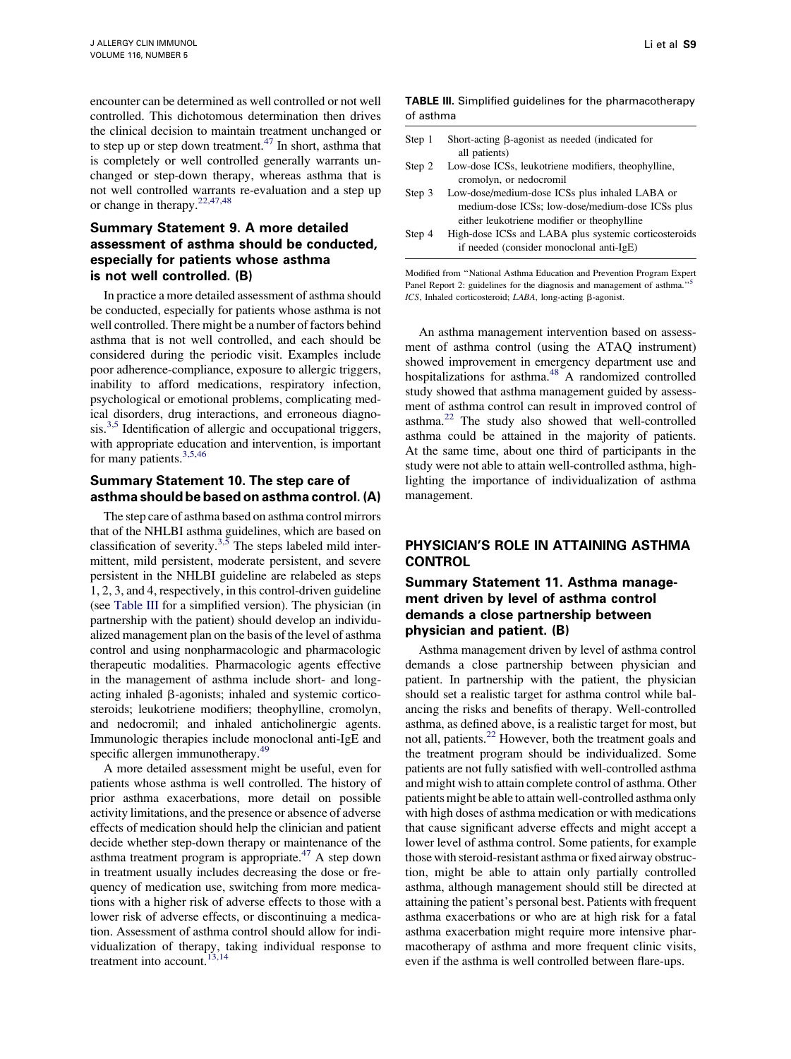encounter can be determined as well controlled or not well controlled. This dichotomous determination then drives the clinical decision to maintain treatment unchanged or to step up or step down treatment.[47] In short, asthma that is completely or well controlled generally warrants unchanged or step-down therapy, whereas asthma that is not well controlled warrants re-evaluation and a step up or change in therapy.[22,47,48]

### Summary Statement 9. A more detailed assessment of asthma should be conducted, especially for patients whose asthma is not well controlled. (B)

In practice a more detailed assessment of asthma should be conducted, especially for patients whose asthma is not well controlled. There might be a number of factors behind asthma that is not well controlled, and each should be considered during the periodic visit. Examples include poor adherence-compliance, exposure to allergic triggers, inability to afford medications, respiratory infection, psychological or emotional problems, complicating medical disorders, drug interactions, and erroneous diagnosis.[3,5] Identification of allergic and occupational triggers, with appropriate education and intervention, is important for many patients.[3,5,46]

### Summary Statement 10. The step care of asthma should be based on asthma control. (A)

The step care of asthma based on asthma control mirrors that of the NHLBI asthma guidelines, which are based on classification of severity.[3,5] The steps labeled mild intermittent, mild persistent, moderate persistent, and severe persistent in the NHLBI guideline are relabeled as steps 1, 2, 3, and 4, respectively, in this control-driven guideline (see Table III for a simplified version). The physician (in partnership with the patient) should develop an individualized management plan on the basis of the level of asthma control and using nonpharmacologic and pharmacologic therapeutic modalities. Pharmacologic agents effective in the management of asthma include short- and long-acting inhaled β-agonists; inhaled and systemic corticosteroids; leukotriene modifiers; theophylline, cromolyn, and nedocromil; and inhaled anticholinergic agents. Immunologic therapies include monoclonal anti-IgE and specific allergen immunotherapy.[49]

A more detailed assessment might be useful, even for patients whose asthma is well controlled. The history of prior asthma exacerbations, more detail on possible activity limitations, and the presence or absence of adverse effects of medication should help the clinician and patient decide whether step-down therapy or maintenance of the asthma treatment program is appropriate.[47] A step down in treatment usually includes decreasing the dose or frequency of medication use, switching from more medications with a higher risk of adverse effects to those with a lower risk of adverse effects, or discontinuing a medication. Assessment of asthma control should allow for individualization of therapy, taking individual response to treatment into account.[13,14]

**TABLE III.** Simplified guidelines for the pharmacotherapy of asthma

| | |
|---|---|
| Step 1 | Short-acting β-agonist as needed (indicated for all patients) |
| Step 2 | Low-dose ICSs, leukotriene modifiers, theophylline, cromolyn, or nedocromil |
| Step 3 | Low-dose/medium-dose ICSs plus inhaled LABA or medium-dose ICSs; low-dose/medium-dose ICSs plus either leukotriene modifier or theophylline |
| Step 4 | High-dose ICSs and LABA plus systemic corticosteroids if needed (consider monoclonal anti-IgE) |

Modified from "National Asthma Education and Prevention Program Expert Panel Report 2: guidelines for the diagnosis and management of asthma."[5]
*ICS*, Inhaled corticosteroid; *LABA*, long-acting β-agonist.

An asthma management intervention based on assessment of asthma control (using the ATAQ instrument) showed improvement in emergency department use and hospitalizations for asthma.[48] A randomized controlled study showed that asthma management guided by assessment of asthma control can result in improved control of asthma.[22] The study also showed that well-controlled asthma could be attained in the majority of patients. At the same time, about one third of participants in the study were not able to attain well-controlled asthma, highlighting the importance of individualization of asthma management.

## PHYSICIAN'S ROLE IN ATTAINING ASTHMA CONTROL

### Summary Statement 11. Asthma management driven by level of asthma control demands a close partnership between physician and patient. (B)

Asthma management driven by level of asthma control demands a close partnership between physician and patient. In partnership with the patient, the physician should set a realistic target for asthma control while balancing the risks and benefits of therapy. Well-controlled asthma, as defined above, is a realistic target for most, but not all, patients.[22] However, both the treatment goals and the treatment program should be individualized. Some patients are not fully satisfied with well-controlled asthma and might wish to attain complete control of asthma. Other patients might be able to attain well-controlled asthma only with high doses of asthma medication or with medications that cause significant adverse effects and might accept a lower level of asthma control. Some patients, for example those with steroid-resistant asthma or fixed airway obstruction, might be able to attain only partially controlled asthma, although management should still be directed at attaining the patient's personal best. Patients with frequent asthma exacerbations or who are at high risk for a fatal asthma exacerbation might require more intensive pharmacotherapy of asthma and more frequent clinic visits, even if the asthma is well controlled between flare-ups.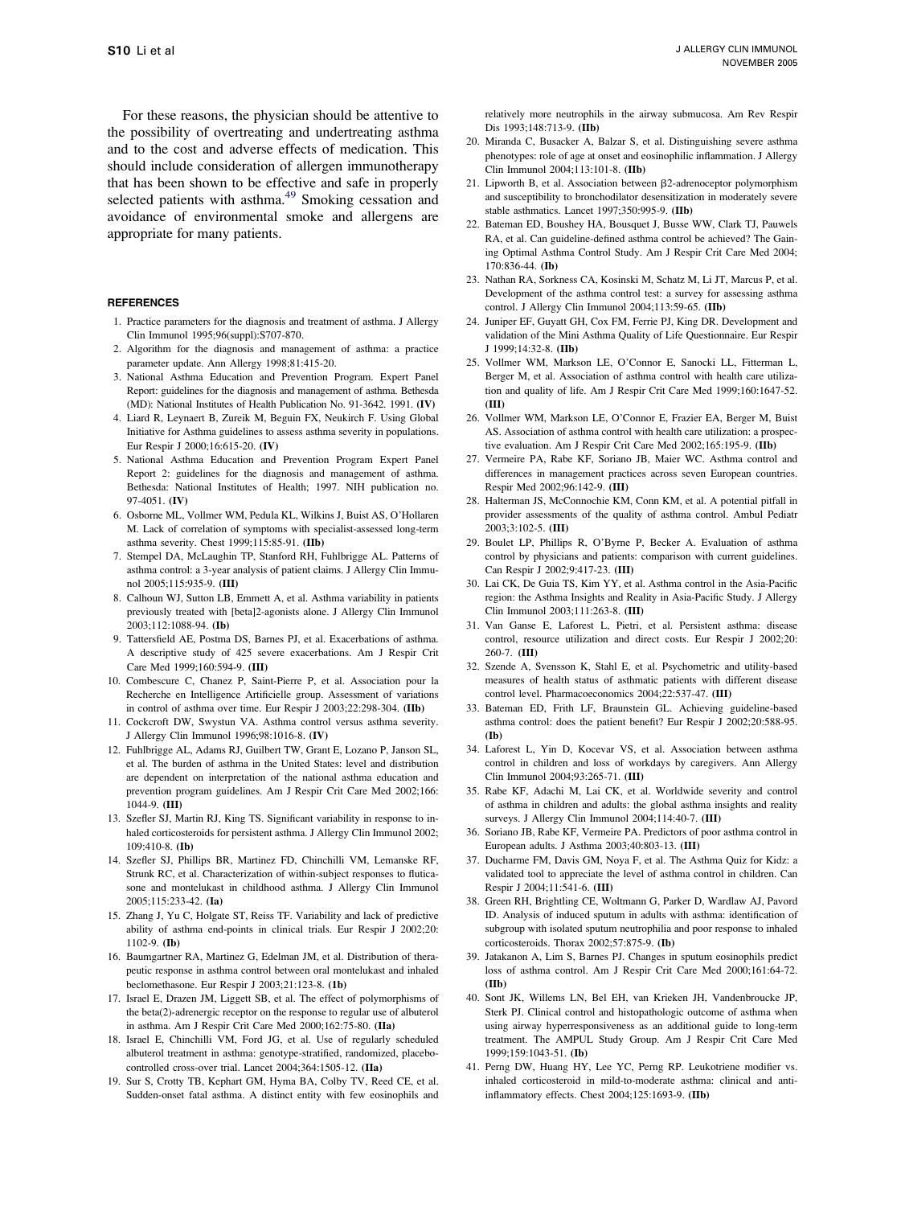For these reasons, the physician should be attentive to the possibility of overtreating and undertreating asthma and to the cost and adverse effects of medication. This should include consideration of allergen immunotherapy that has been shown to be effective and safe in properly selected patients with asthma.[49] Smoking cessation and avoidance of environmental smoke and allergens are appropriate for many patients.

## REFERENCES

1. Practice parameters for the diagnosis and treatment of asthma. J Allergy Clin Immunol 1995;96(suppl):S707-870.
2. Algorithm for the diagnosis and management of asthma: a practice parameter update. Ann Allergy 1998;81:415-20.
3. National Asthma Education and Prevention Program. Expert Panel Report: guidelines for the diagnosis and management of asthma. Bethesda (MD): National Institutes of Health Publication No. 91-3642. 1991. **(IV)**
4. Liard R, Leynaert B, Zureik M, Beguin FX, Neukirch F. Using Global Initiative for Asthma guidelines to assess asthma severity in populations. Eur Respir J 2000;16:615-20. **(IV)**
5. National Asthma Education and Prevention Program Expert Panel Report 2: guidelines for the diagnosis and management of asthma. Bethesda: National Institutes of Health; 1997. NIH publication no. 97-4051. **(IV)**
6. Osborne ML, Vollmer WM, Pedula KL, Wilkins J, Buist AS, O'Hollaren M. Lack of correlation of symptoms with specialist-assessed long-term asthma severity. Chest 1999;115:85-91. **(IIb)**
7. Stempel DA, McLaughin TP, Stanford RH, Fuhlbrigge AL. Patterns of asthma control: a 3-year analysis of patient claims. J Allergy Clin Immunol 2005;115:935-9. **(III)**
8. Calhoun WJ, Sutton LB, Emmett A, et al. Asthma variability in patients previously treated with [beta]2-agonists alone. J Allergy Clin Immunol 2003;112:1088-94. **(Ib)**
9. Tattersfield AE, Postma DS, Barnes PJ, et al. Exacerbations of asthma. A descriptive study of 425 severe exacerbations. Am J Respir Crit Care Med 1999;160:594-9. **(III)**
10. Combescure C, Chanez P, Saint-Pierre P, et al. Association pour la Recherche en Intelligence Artificielle group. Assessment of variations in control of asthma over time. Eur Respir J 2003;22:298-304. **(IIb)**
11. Cockcroft DW, Swystun VA. Asthma control versus asthma severity. J Allergy Clin Immunol 1996;98:1016-8. **(IV)**
12. Fuhlbrigge AL, Adams RJ, Guilbert TW, Grant E, Lozano P, Janson SL, et al. The burden of asthma in the United States: level and distribution are dependent on interpretation of the national asthma education and prevention program guidelines. Am J Respir Crit Care Med 2002;166:1044-9. **(III)**
13. Szefler SJ, Martin RJ, King TS. Significant variability in response to inhaled corticosteroids for persistent asthma. J Allergy Clin Immunol 2002;109:410-8. **(Ib)**
14. Szefler SJ, Phillips BR, Martinez FD, Chinchilli VM, Lemanske RF, Strunk RC, et al. Characterization of within-subject responses to fluticasone and montelukast in childhood asthma. J Allergy Clin Immunol 2005;115:233-42. **(Ia)**
15. Zhang J, Yu C, Holgate ST, Reiss TF. Variability and lack of predictive ability of asthma end-points in clinical trials. Eur Respir J 2002;20:1102-9. **(Ib)**
16. Baumgartner RA, Martinez G, Edelman JM, et al. Distribution of therapeutic response in asthma control between oral montelukast and inhaled beclomethasone. Eur Respir J 2003;21:123-8. **(1b)**
17. Israel E, Drazen JM, Liggett SB, et al. The effect of polymorphisms of the beta(2)-adrenergic receptor on the response to regular use of albuterol in asthma. Am J Respir Crit Care Med 2000;162:75-80. **(IIa)**
18. Israel E, Chinchilli VM, Ford JG, et al. Use of regularly scheduled albuterol treatment in asthma: genotype-stratified, randomized, placebo-controlled cross-over trial. Lancet 2004;364:1505-12. **(IIa)**
19. Sur S, Crotty TB, Kephart GM, Hyma BA, Colby TV, Reed CE, et al. Sudden-onset fatal asthma. A distinct entity with few eosinophils and relatively more neutrophils in the airway submucosa. Am Rev Respir Dis 1993;148:713-9. **(IIb)**
20. Miranda C, Busacker A, Balzar S, et al. Distinguishing severe asthma phenotypes: role of age at onset and eosinophilic inflammation. J Allergy Clin Immunol 2004;113:101-8. **(IIb)**
21. Lipworth B, et al. Association between β2-adrenoceptor polymorphism and susceptibility to bronchodilator desensitization in moderately severe stable asthmatics. Lancet 1997;350:995-9. **(IIb)**
22. Bateman ED, Boushey HA, Bousquet J, Busse WW, Clark TJ, Pauwels RA, et al. Can guideline-defined asthma control be achieved? The Gaining Optimal Asthma Control Study. Am J Respir Crit Care Med 2004;170:836-44. **(Ib)**
23. Nathan RA, Sorkness CA, Kosinski M, Schatz M, Li JT, Marcus P, et al. Development of the asthma control test: a survey for assessing asthma control. J Allergy Clin Immunol 2004;113:59-65. **(IIb)**
24. Juniper EF, Guyatt GH, Cox FM, Ferrie PJ, King DR. Development and validation of the Mini Asthma Quality of Life Questionnaire. Eur Respir J 1999;14:32-8. **(IIb)**
25. Vollmer WM, Markson LE, O'Connor E, Sanocki LL, Fitterman L, Berger M, et al. Association of asthma control with health care utilization and quality of life. Am J Respir Crit Care Med 1999;160:1647-52. **(III)**
26. Vollmer WM, Markson LE, O'Connor E, Frazier EA, Berger M, Buist AS. Association of asthma control with health care utilization: a prospective evaluation. Am J Respir Crit Care Med 2002;165:195-9. **(IIb)**
27. Vermeire PA, Rabe KF, Soriano JB, Maier WC. Asthma control and differences in management practices across seven European countries. Respir Med 2002;96:142-9. **(III)**
28. Halterman JS, McConnochie KM, Conn KM, et al. A potential pitfall in provider assessments of the quality of asthma control. Ambul Pediatr 2003;3:102-5. **(III)**
29. Boulet LP, Phillips R, O'Byrne P, Becker A. Evaluation of asthma control by physicians and patients: comparison with current guidelines. Can Respir J 2002;9:417-23. **(III)**
30. Lai CK, De Guia TS, Kim YY, et al. Asthma control in the Asia-Pacific region: the Asthma Insights and Reality in Asia-Pacific Study. J Allergy Clin Immunol 2003;111:263-8. **(III)**
31. Van Ganse E, Laforest L, Pietri, et al. Persistent asthma: disease control, resource utilization and direct costs. Eur Respir J 2002;20:260-7. **(III)**
32. Szende A, Svensson K, Stahl E, et al. Psychometric and utility-based measures of health status of asthmatic patients with different disease control level. Pharmacoeconomics 2004;22:537-47. **(III)**
33. Bateman ED, Frith LF, Braunstein GL. Achieving guideline-based asthma control: does the patient benefit? Eur Respir J 2002;20:588-95. **(Ib)**
34. Laforest L, Yin D, Kocevar VS, et al. Association between asthma control in children and loss of workdays by caregivers. Ann Allergy Clin Immunol 2004;93:265-71. **(III)**
35. Rabe KF, Adachi M, Lai CK, et al. Worldwide severity and control of asthma in children and adults: the global asthma insights and reality surveys. J Allergy Clin Immunol 2004;114:40-7. **(III)**
36. Soriano JB, Rabe KF, Vermeire PA. Predictors of poor asthma control in European adults. J Asthma 2003;40:803-13. **(III)**
37. Ducharme FM, Davis GM, Noya F, et al. The Asthma Quiz for Kidz: a validated tool to appreciate the level of asthma control in children. Can Respir J 2004;11:541-6. **(III)**
38. Green RH, Brightling CE, Woltmann G, Parker D, Wardlaw AJ, Pavord ID. Analysis of induced sputum in adults with asthma: identification of subgroup with isolated sputum neutrophilia and poor response to inhaled corticosteroids. Thorax 2002;57:875-9. **(Ib)**
39. Jatakanon A, Lim S, Barnes PJ. Changes in sputum eosinophils predict loss of asthma control. Am J Respir Crit Care Med 2000;161:64-72. **(IIb)**
40. Sont JK, Willems LN, Bel EH, van Krieken JH, Vandenbroucke JP, Sterk PJ. Clinical control and histopathologic outcome of asthma when using airway hyperresponsiveness as an additional guide to long-term treatment. The AMPUL Study Group. Am J Respir Crit Care Med 1999;159:1043-51. **(Ib)**
41. Perng DW, Huang HY, Lee YC, Perng RP. Leukotriene modifier vs. inhaled corticosteroid in mild-to-moderate asthma: clinical and anti-inflammatory effects. Chest 2004;125:1693-9. **(IIb)**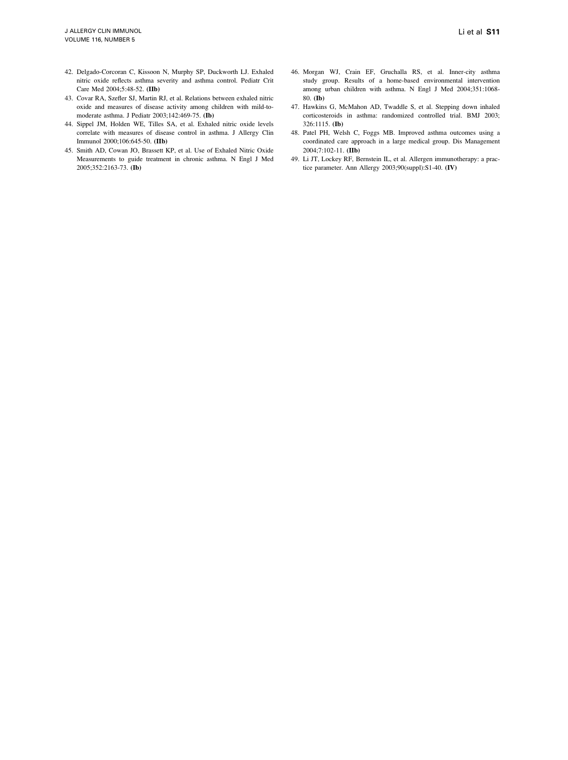42. Delgado-Corcoran C, Kissoon N, Murphy SP, Duckworth LJ. Exhaled nitric oxide reflects asthma severity and asthma control. Pediatr Crit Care Med 2004;5:48-52. **(IIb)**
43. Covar RA, Szefler SJ, Martin RJ, et al. Relations between exhaled nitric oxide and measures of disease activity among children with mild-to-moderate asthma. J Pediatr 2003;142:469-75. **(Ib)**
44. Sippel JM, Holden WE, Tilles SA, et al. Exhaled nitric oxide levels correlate with measures of disease control in asthma. J Allergy Clin Immunol 2000;106:645-50. **(IIb)**
45. Smith AD, Cowan JO, Brassett KP, et al. Use of Exhaled Nitric Oxide Measurements to guide treatment in chronic asthma. N Engl J Med 2005;352:2163-73. **(Ib)**
46. Morgan WJ, Crain EF, Gruchalla RS, et al. Inner-city asthma study group. Results of a home-based environmental intervention among urban children with asthma. N Engl J Med 2004;351:1068-80. **(Ib)**
47. Hawkins G, McMahon AD, Twaddle S, et al. Stepping down inhaled corticosteroids in asthma: randomized controlled trial. BMJ 2003; 326:1115. **(Ib)**
48. Patel PH, Welsh C, Foggs MB. Improved asthma outcomes using a coordinated care approach in a large medical group. Dis Management 2004;7:102-11. **(IIb)**
49. Li JT, Lockey RF, Bernstein IL, et al. Allergen immunotherapy: a practice parameter. Ann Allergy 2003;90(suppl):S1-40. **(IV)**